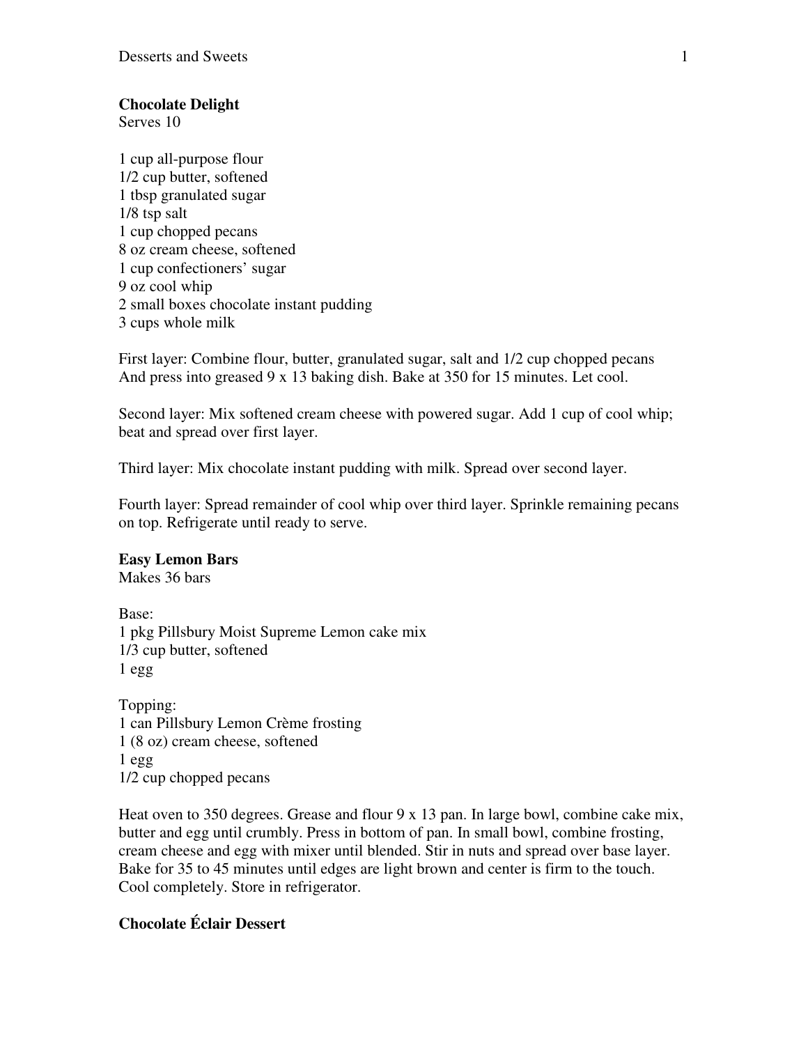**Chocolate Delight**
Serves 10

1 cup all-purpose flour
1/2 cup butter, softened
1 tbsp granulated sugar
1/8 tsp salt
1 cup chopped pecans
8 oz cream cheese, softened
1 cup confectioners' sugar
9 oz cool whip
2 small boxes chocolate instant pudding
3 cups whole milk

First layer: Combine flour, butter, granulated sugar, salt and 1/2 cup chopped pecans And press into greased 9 x 13 baking dish. Bake at 350 for 15 minutes. Let cool.

Second layer: Mix softened cream cheese with powered sugar. Add 1 cup of cool whip; beat and spread over first layer.

Third layer: Mix chocolate instant pudding with milk. Spread over second layer.

Fourth layer: Spread remainder of cool whip over third layer. Sprinkle remaining pecans on top. Refrigerate until ready to serve.

**Easy Lemon Bars**
Makes 36 bars

Base:
1 pkg Pillsbury Moist Supreme Lemon cake mix
1/3 cup butter, softened
1 egg

Topping:
1 can Pillsbury Lemon Crème frosting
1 (8 oz) cream cheese, softened
1 egg
1/2 cup chopped pecans

Heat oven to 350 degrees. Grease and flour 9 x 13 pan. In large bowl, combine cake mix, butter and egg until crumbly. Press in bottom of pan. In small bowl, combine frosting, cream cheese and egg with mixer until blended. Stir in nuts and spread over base layer. Bake for 35 to 45 minutes until edges are light brown and center is firm to the touch. Cool completely. Store in refrigerator.

**Chocolate Éclair Dessert**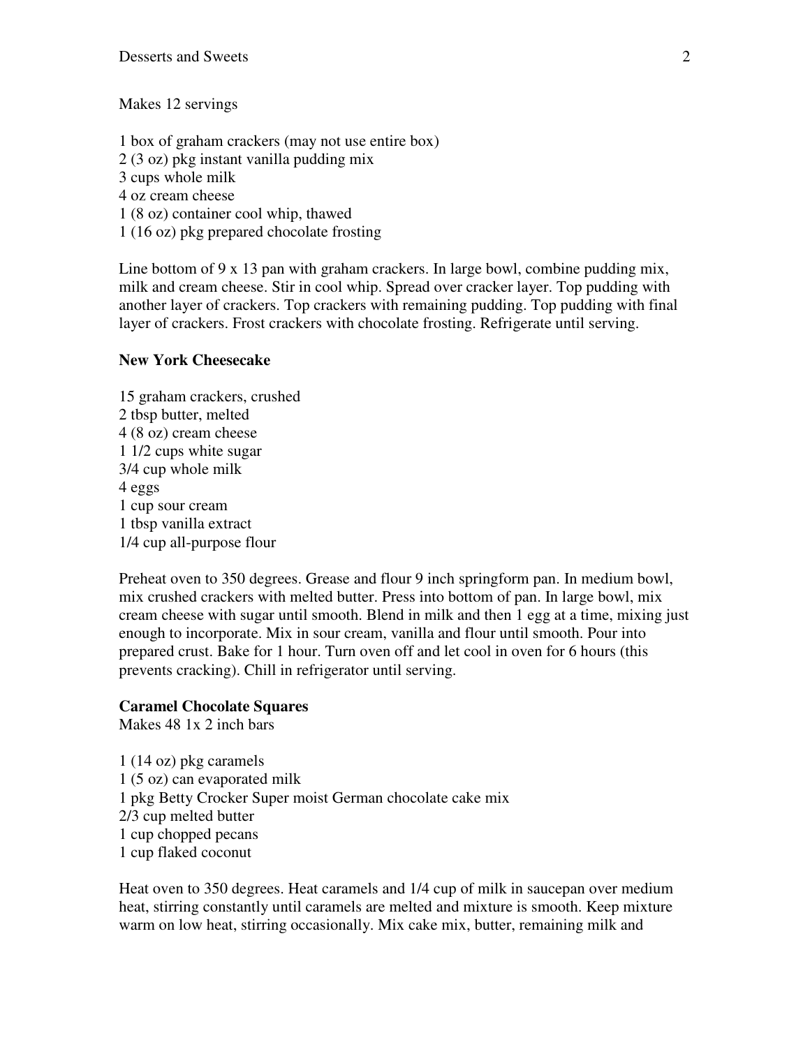Makes 12 servings

1 box of graham crackers (may not use entire box)
2 (3 oz) pkg instant vanilla pudding mix
3 cups whole milk
4 oz cream cheese
1 (8 oz) container cool whip, thawed
1 (16 oz) pkg prepared chocolate frosting

Line bottom of 9 x 13 pan with graham crackers. In large bowl, combine pudding mix, milk and cream cheese. Stir in cool whip. Spread over cracker layer. Top pudding with another layer of crackers. Top crackers with remaining pudding. Top pudding with final layer of crackers. Frost crackers with chocolate frosting. Refrigerate until serving.

**New York Cheesecake**

15 graham crackers, crushed
2 tbsp butter, melted
4 (8 oz) cream cheese
1 1/2 cups white sugar
3/4 cup whole milk
4 eggs
1 cup sour cream
1 tbsp vanilla extract
1/4 cup all-purpose flour

Preheat oven to 350 degrees. Grease and flour 9 inch springform pan. In medium bowl, mix crushed crackers with melted butter. Press into bottom of pan. In large bowl, mix cream cheese with sugar until smooth. Blend in milk and then 1 egg at a time, mixing just enough to incorporate. Mix in sour cream, vanilla and flour until smooth. Pour into prepared crust. Bake for 1 hour. Turn oven off and let cool in oven for 6 hours (this prevents cracking). Chill in refrigerator until serving.

**Caramel Chocolate Squares**
Makes 48 1x 2 inch bars

1 (14 oz) pkg caramels
1 (5 oz) can evaporated milk
1 pkg Betty Crocker Super moist German chocolate cake mix
2/3 cup melted butter
1 cup chopped pecans
1 cup flaked coconut

Heat oven to 350 degrees. Heat caramels and 1/4 cup of milk in saucepan over medium heat, stirring constantly until caramels are melted and mixture is smooth. Keep mixture warm on low heat, stirring occasionally. Mix cake mix, butter, remaining milk and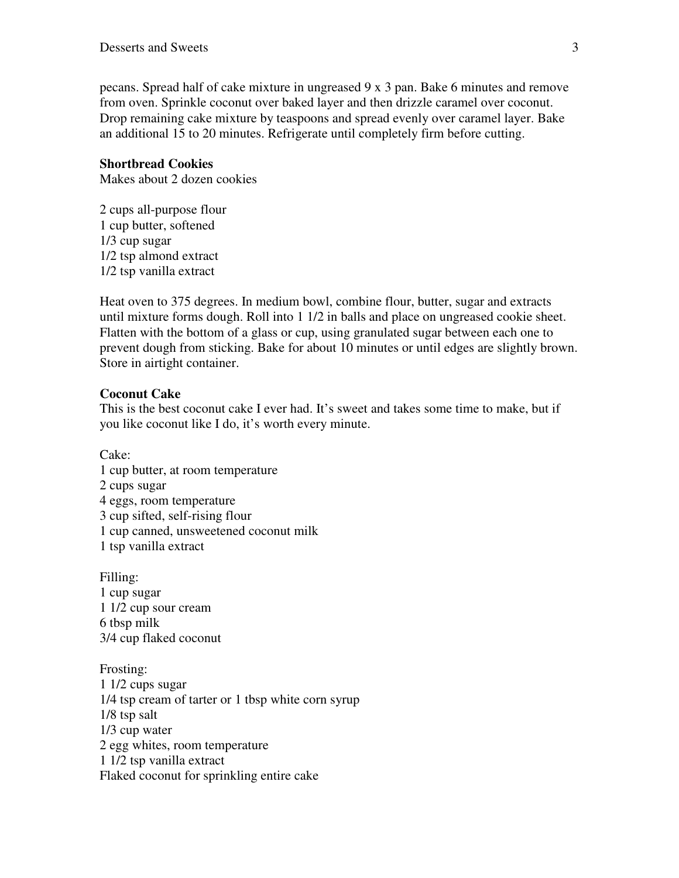pecans. Spread half of cake mixture in ungreased 9 x 3 pan. Bake 6 minutes and remove from oven. Sprinkle coconut over baked layer and then drizzle caramel over coconut. Drop remaining cake mixture by teaspoons and spread evenly over caramel layer. Bake an additional 15 to 20 minutes. Refrigerate until completely firm before cutting.

**Shortbread Cookies**
Makes about 2 dozen cookies

2 cups all-purpose flour
1 cup butter, softened
1/3 cup sugar
1/2 tsp almond extract
1/2 tsp vanilla extract

Heat oven to 375 degrees. In medium bowl, combine flour, butter, sugar and extracts until mixture forms dough. Roll into 1 1/2 in balls and place on ungreased cookie sheet. Flatten with the bottom of a glass or cup, using granulated sugar between each one to prevent dough from sticking. Bake for about 10 minutes or until edges are slightly brown. Store in airtight container.

**Coconut Cake**
This is the best coconut cake I ever had. It's sweet and takes some time to make, but if you like coconut like I do, it's worth every minute.

Cake:
1 cup butter, at room temperature
2 cups sugar
4 eggs, room temperature
3 cup sifted, self-rising flour
1 cup canned, unsweetened coconut milk
1 tsp vanilla extract

Filling:
1 cup sugar
1 1/2 cup sour cream
6 tbsp milk
3/4 cup flaked coconut

Frosting:
1 1/2 cups sugar
1/4 tsp cream of tarter or 1 tbsp white corn syrup
1/8 tsp salt
1/3 cup water
2 egg whites, room temperature
1 1/2 tsp vanilla extract
Flaked coconut for sprinkling entire cake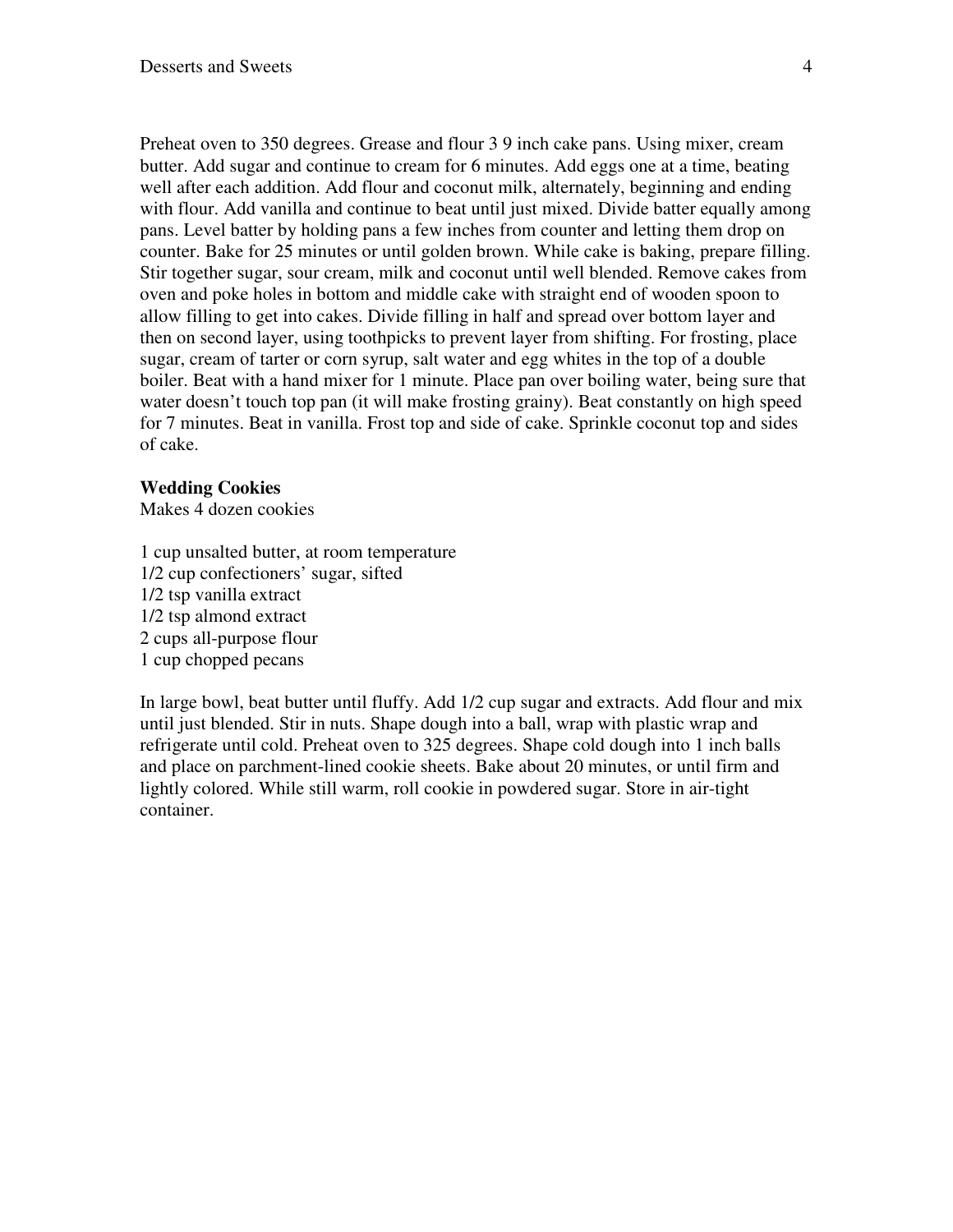Preheat oven to 350 degrees. Grease and flour 3 9 inch cake pans. Using mixer, cream butter. Add sugar and continue to cream for 6 minutes. Add eggs one at a time, beating well after each addition. Add flour and coconut milk, alternately, beginning and ending with flour. Add vanilla and continue to beat until just mixed. Divide batter equally among pans. Level batter by holding pans a few inches from counter and letting them drop on counter. Bake for 25 minutes or until golden brown. While cake is baking, prepare filling. Stir together sugar, sour cream, milk and coconut until well blended. Remove cakes from oven and poke holes in bottom and middle cake with straight end of wooden spoon to allow filling to get into cakes. Divide filling in half and spread over bottom layer and then on second layer, using toothpicks to prevent layer from shifting. For frosting, place sugar, cream of tarter or corn syrup, salt water and egg whites in the top of a double boiler. Beat with a hand mixer for 1 minute. Place pan over boiling water, being sure that water doesn't touch top pan (it will make frosting grainy). Beat constantly on high speed for 7 minutes. Beat in vanilla. Frost top and side of cake. Sprinkle coconut top and sides of cake.

**Wedding Cookies**
Makes 4 dozen cookies

1 cup unsalted butter, at room temperature
1/2 cup confectioners' sugar, sifted
1/2 tsp vanilla extract
1/2 tsp almond extract
2 cups all-purpose flour
1 cup chopped pecans

In large bowl, beat butter until fluffy. Add 1/2 cup sugar and extracts. Add flour and mix until just blended. Stir in nuts. Shape dough into a ball, wrap with plastic wrap and refrigerate until cold. Preheat oven to 325 degrees. Shape cold dough into 1 inch balls and place on parchment-lined cookie sheets. Bake about 20 minutes, or until firm and lightly colored. While still warm, roll cookie in powdered sugar. Store in air-tight container.